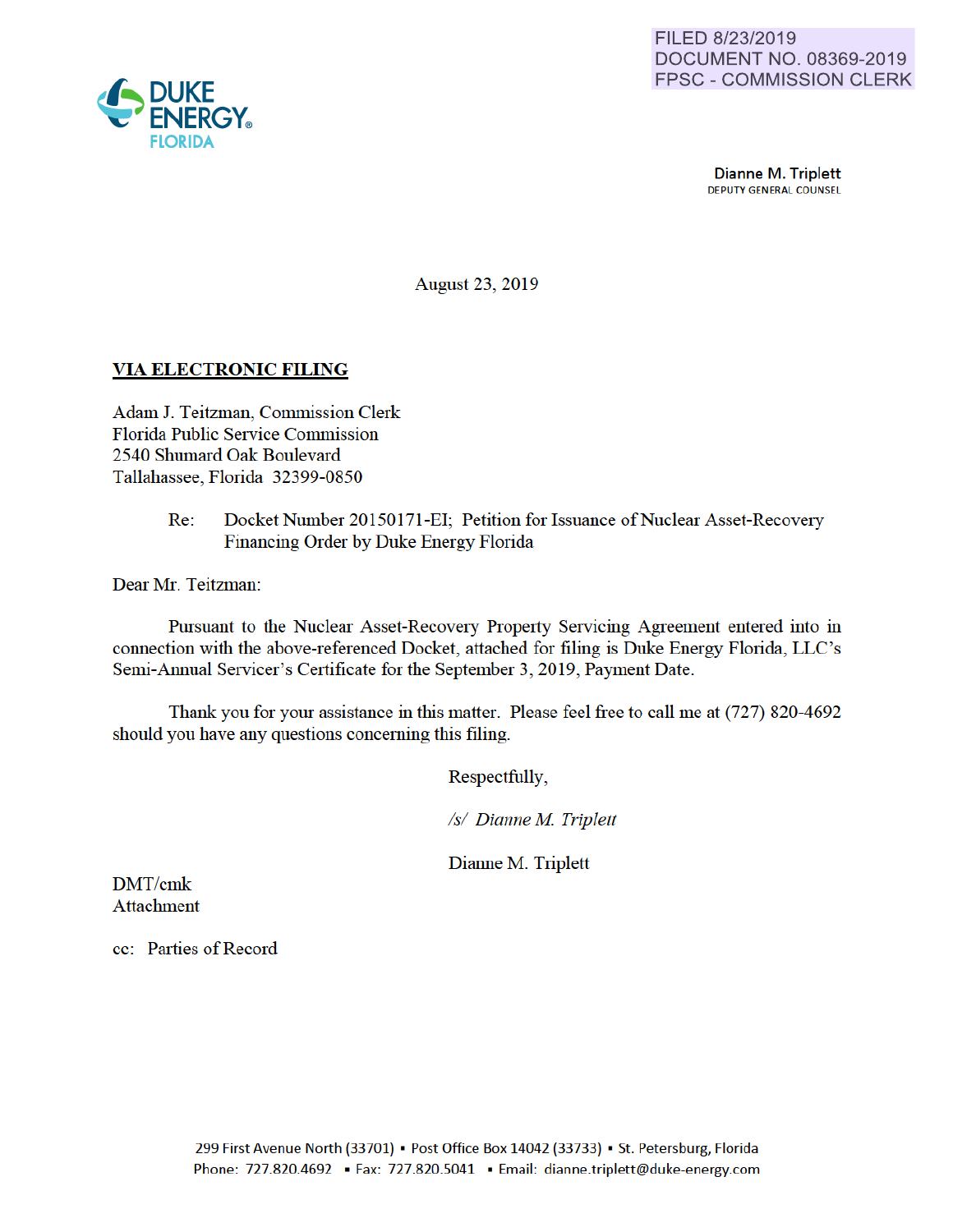FILED 8/23/2019
DOCUMENT NO. 08369-2019
FPSC - COMMISSION CLERK

DUKE ENERGY®
FLORIDA

**Dianne M. Triplett**
DEPUTY GENERAL COUNSEL

August 23, 2019

**VIA ELECTRONIC FILING**

Adam J. Teitzman, Commission Clerk
Florida Public Service Commission
2540 Shumard Oak Boulevard
Tallahassee, Florida 32399-0850

Re: Docket Number 20150171-EI; Petition for Issuance of Nuclear Asset-Recovery Financing Order by Duke Energy Florida

Dear Mr. Teitzman:

Pursuant to the Nuclear Asset-Recovery Property Servicing Agreement entered into in connection with the above-referenced Docket, attached for filing is Duke Energy Florida, LLC's Semi-Annual Servicer's Certificate for the September 3, 2019, Payment Date.

Thank you for your assistance in this matter. Please feel free to call me at (727) 820-4692 should you have any questions concerning this filing.

Respectfully,

*/s/ Dianne M. Triplett*

Dianne M. Triplett

DMT/cmk
Attachment

cc: Parties of Record

299 First Avenue North (33701) ▪ Post Office Box 14042 (33733) ▪ St. Petersburg, Florida
Phone: 727.820.4692 ▪ Fax: 727.820.5041 ▪ Email: dianne.triplett@duke-energy.com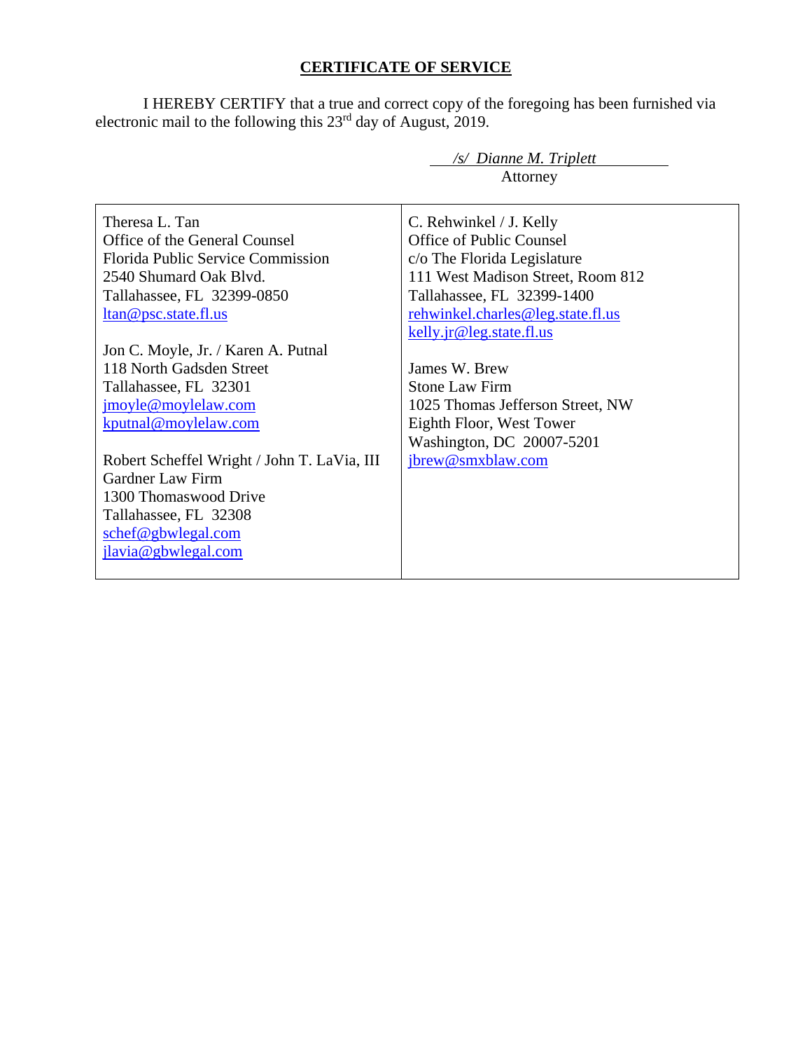**CERTIFICATE OF SERVICE**

I HEREBY CERTIFY that a true and correct copy of the foregoing has been furnished via electronic mail to the following this 23rd day of August, 2019.

*/s/ Dianne M. Triplett*
Attorney

| | |
|---|---|
| Theresa L. Tan<br>Office of the General Counsel<br>Florida Public Service Commission<br>2540 Shumard Oak Blvd.<br>Tallahassee, FL 32399-0850<br>ltan@psc.state.fl.us<br><br>Jon C. Moyle, Jr. / Karen A. Putnal<br>118 North Gadsden Street<br>Tallahassee, FL 32301<br>jmoyle@moylelaw.com<br>kputnal@moylelaw.com<br><br>Robert Scheffel Wright / John T. LaVia, III<br>Gardner Law Firm<br>1300 Thomaswood Drive<br>Tallahassee, FL 32308<br>schef@gbwlegal.com<br>jlavia@gbwlegal.com | C. Rehwinkel / J. Kelly<br>Office of Public Counsel<br>c/o The Florida Legislature<br>111 West Madison Street, Room 812<br>Tallahassee, FL 32399-1400<br>rehwinkel.charles@leg.state.fl.us<br>kelly.jr@leg.state.fl.us<br><br>James W. Brew<br>Stone Law Firm<br>1025 Thomas Jefferson Street, NW<br>Eighth Floor, West Tower<br>Washington, DC 20007-5201<br>jbrew@smxblaw.com |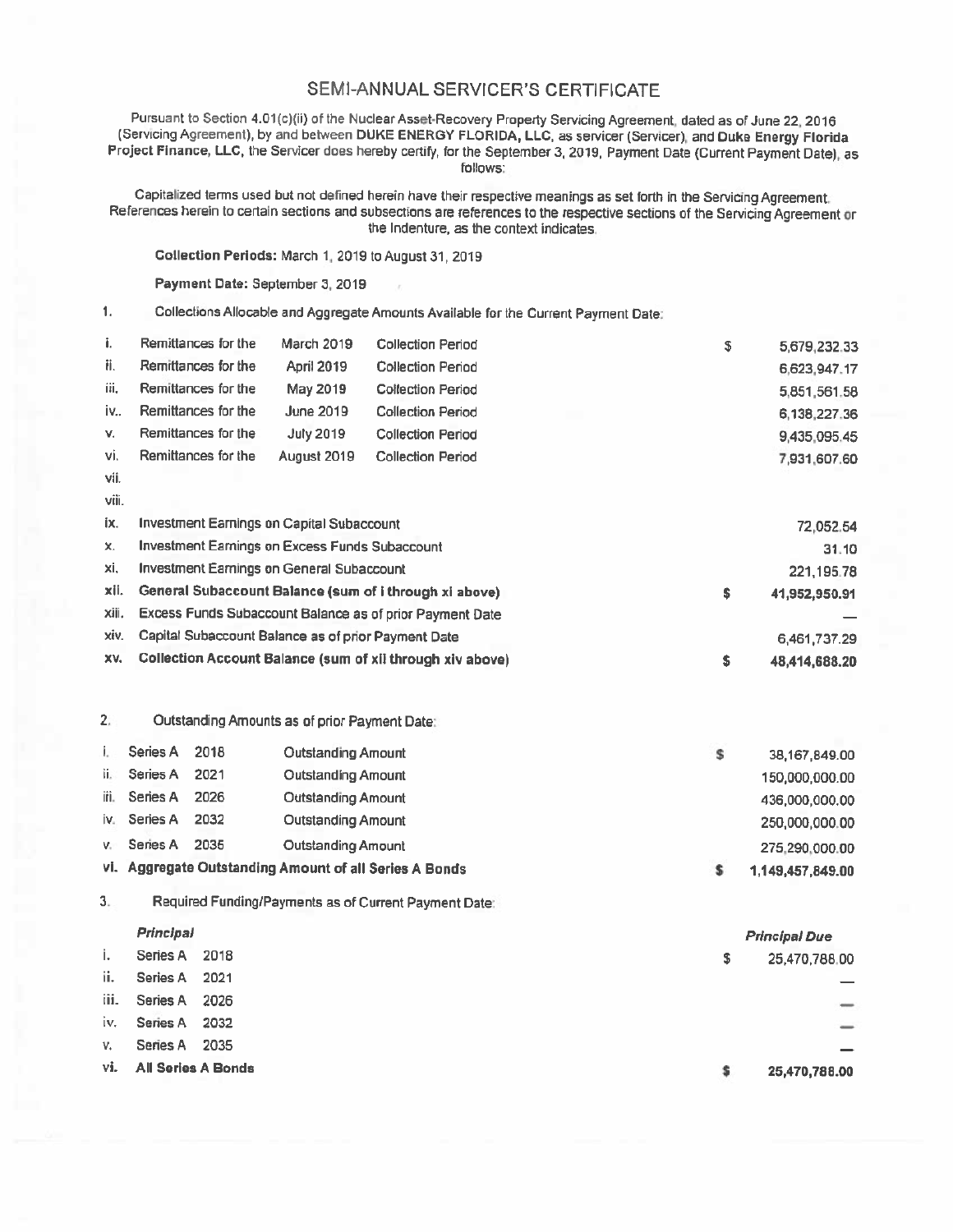# SEMI-ANNUAL SERVICER'S CERTIFICATE

Pursuant to Section 4.01(c)(ii) of the Nuclear Asset-Recovery Property Servicing Agreement, dated as of June 22, 2016 (Servicing Agreement), by and between **DUKE ENERGY FLORIDA, LLC**, as servicer (Servicer), and **Duke Energy Florida Project Finance, LLC**, the Servicer does hereby certify, for the September 3, 2019, Payment Date (Current Payment Date), as follows:

Capitalized terms used but not defined herein have their respective meanings as set forth in the Servicing Agreement. References herein to certain sections and subsections are references to the respective sections of the Servicing Agreement or the Indenture, as the context indicates.

**Collection Periods:** March 1, 2019 to August 31, 2019

**Payment Date:** September 3, 2019

1. Collections Allocable and Aggregate Amounts Available for the Current Payment Date:

| | | | |
|---|---|---|---|
| i. | Remittances for the March 2019 Collection Period | $ | 5,679,232.33 |
| ii. | Remittances for the April 2019 Collection Period | | 6,623,947.17 |
| iii. | Remittances for the May 2019 Collection Period | | 5,851,561.58 |
| iv.. | Remittances for the June 2019 Collection Period | | 6,138,227.36 |
| v. | Remittances for the July 2019 Collection Period | | 9,435,095.45 |
| vi. | Remittances for the August 2019 Collection Period | | 7,931,607.60 |
| vii. | | | |
| viii. | | | |
| ix. | Investment Earnings on Capital Subaccount | | 72,052.54 |
| x. | Investment Earnings on Excess Funds Subaccount | | 31.10 |
| xi. | Investment Earnings on General Subaccount | | 221,195.78 |
| **xii.** | **General Subaccount Balance (sum of i through xi above)** | **$** | **41,952,950.91** |
| xiii. | Excess Funds Subaccount Balance as of prior Payment Date | | — |
| xiv. | Capital Subaccount Balance as of prior Payment Date | | 6,461,737.29 |
| **xv.** | **Collection Account Balance (sum of xii through xiv above)** | **$** | **48,414,688.20** |

2. Outstanding Amounts as of prior Payment Date:

| | | | |
|---|---|---|---|
| i. | Series A 2018 Outstanding Amount | $ | 38,167,849.00 |
| ii. | Series A 2021 Outstanding Amount | | 150,000,000.00 |
| iii. | Series A 2026 Outstanding Amount | | 436,000,000.00 |
| iv. | Series A 2032 Outstanding Amount | | 250,000,000.00 |
| v. | Series A 2035 Outstanding Amount | | 275,290,000.00 |
| **vi.** | **Aggregate Outstanding Amount of all Series A Bonds** | **$** | **1,149,457,849.00** |

3. Required Funding/Payments as of Current Payment Date:

| | ***Principal*** | | ***Principal Due*** |
|---|---|---|---|
| i. | Series A 2018 | $ | 25,470,788.00 |
| ii. | Series A 2021 | | — |
| iii. | Series A 2026 | | — |
| iv. | Series A 2032 | | — |
| v. | Series A 2035 | | — |
| **vi.** | **All Series A Bonds** | **$** | **25,470,788.00** |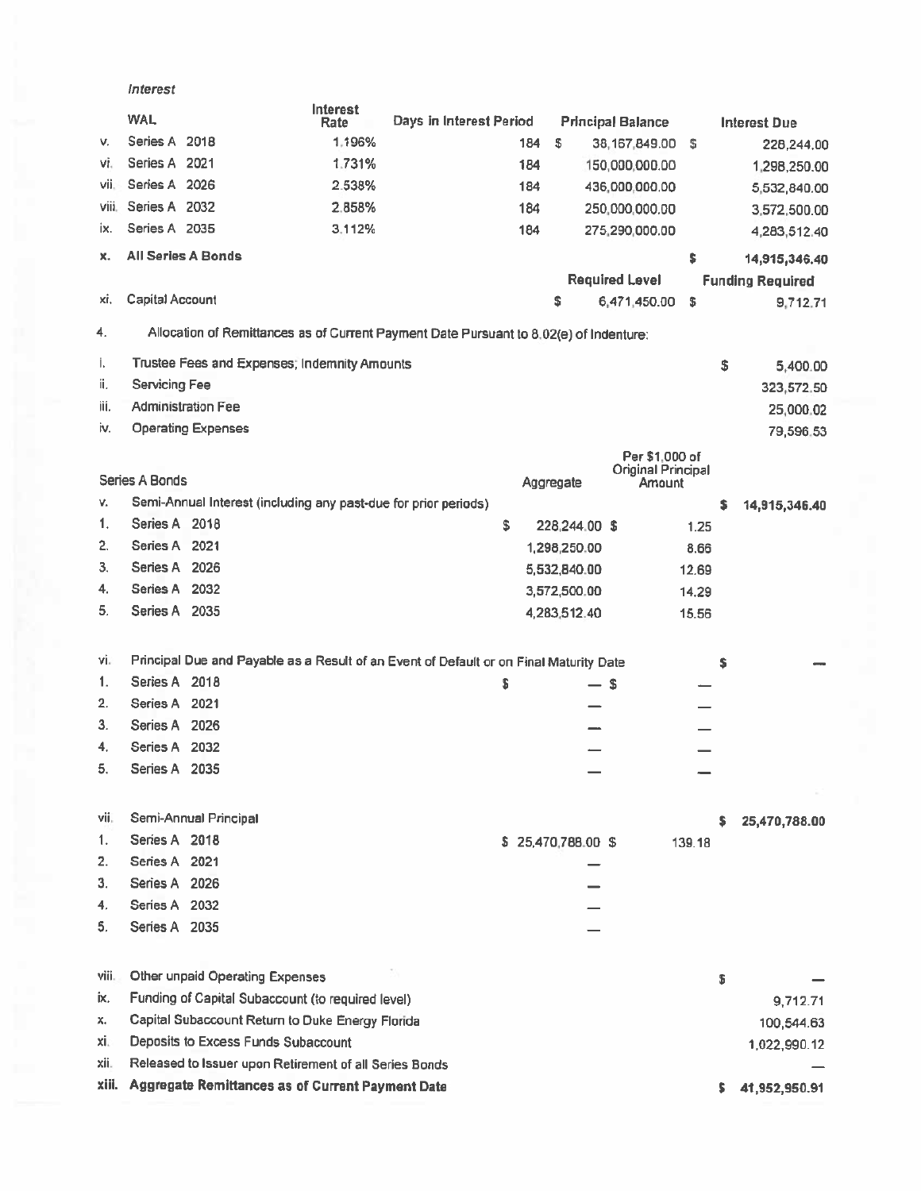*Interest*

| | WAL | Interest Rate | Days in Interest Period | Principal Balance | Interest Due |
|---|---|---|---|---|---|
| v. | Series A 2018 | 1.196% | 184 | $ 38,167,849.00 | $ 228,244.00 |
| vi. | Series A 2021 | 1.731% | 184 | 150,000,000.00 | 1,298,250.00 |
| vii. | Series A 2026 | 2.538% | 184 | 436,000,000.00 | 5,532,840.00 |
| viii. | Series A 2032 | 2.858% | 184 | 250,000,000.00 | 3,572,500.00 |
| ix. | Series A 2035 | 3.112% | 184 | 275,290,000.00 | 4,283,512.40 |
| **x.** | **All Series A Bonds** | | | | **$ 14,915,346.40** |
| | | | | **Required Level** | **Funding Required** |
| xi. | Capital Account | | | $ 6,471,450.00 | $ 9,712.71 |

4. Allocation of Remittances as of Current Payment Date Pursuant to 8.02(e) of Indenture:

| | | Aggregate | Per $1,000 of Original Principal Amount | |
|---|---|---|---|---|
| i. | Trustee Fees and Expenses; Indemnity Amounts | | | $ 5,400.00 |
| ii. | Servicing Fee | | | 323,572.50 |
| iii. | Administration Fee | | | 25,000.02 |
| iv. | Operating Expenses | | | 79,596.53 |
| | Series A Bonds | | | |
| v. | Semi-Annual Interest (including any past-due for prior periods) | | | $ 14,915,346.40 |
| 1. | Series A 2018 | $ 228,244.00 | $ 1.25 | |
| 2. | Series A 2021 | 1,298,250.00 | 8.66 | |
| 3. | Series A 2026 | 5,532,840.00 | 12.69 | |
| 4. | Series A 2032 | 3,572,500.00 | 14.29 | |
| 5. | Series A 2035 | 4,283,512.40 | 15.56 | |
| vi. | Principal Due and Payable as a Result of an Event of Default or on Final Maturity Date | | | $ — |
| 1. | Series A 2018 | $ — | $ — | |
| 2. | Series A 2021 | — | — | |
| 3. | Series A 2026 | — | — | |
| 4. | Series A 2032 | — | — | |
| 5. | Series A 2035 | — | — | |
| vii. | Semi-Annual Principal | | | $ 25,470,788.00 |
| 1. | Series A 2018 | $ 25,470,788.00 | $ 139.18 | |
| 2. | Series A 2021 | — | | |
| 3. | Series A 2026 | — | | |
| 4. | Series A 2032 | — | | |
| 5. | Series A 2035 | — | | |
| viii. | Other unpaid Operating Expenses | | | $ — |
| ix. | Funding of Capital Subaccount (to required level) | | | 9,712.71 |
| x. | Capital Subaccount Return to Duke Energy Florida | | | 100,544.63 |
| xi. | Deposits to Excess Funds Subaccount | | | 1,022,990.12 |
| xii. | Released to Issuer upon Retirement of all Series Bonds | | | — |
| **xiii.** | **Aggregate Remittances as of Current Payment Date** | | | **$ 41,952,950.91** |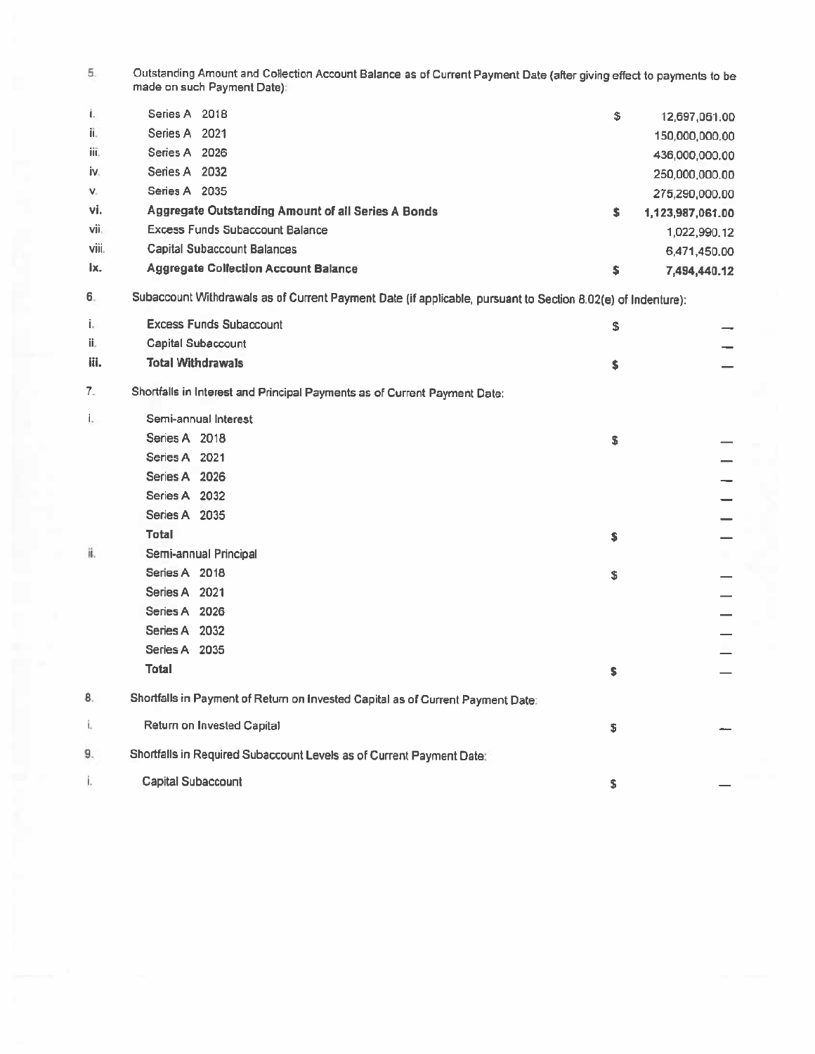5. Outstanding Amount and Collection Account Balance as of Current Payment Date (after giving effect to payments to be made on such Payment Date):

| | | | |
|---|---|---|---|
| i. | Series A 2018 | $ | 12,697,061.00 |
| ii. | Series A 2021 | | 150,000,000.00 |
| iii. | Series A 2026 | | 436,000,000.00 |
| iv. | Series A 2032 | | 250,000,000.00 |
| v. | Series A 2035 | | 275,290,000.00 |
| **vi.** | **Aggregate Outstanding Amount of all Series A Bonds** | **$** | **1,123,987,061.00** |
| vii. | Excess Funds Subaccount Balance | | 1,022,990.12 |
| viii. | Capital Subaccount Balances | | 6,471,450.00 |
| **ix.** | **Aggregate Collection Account Balance** | **$** | **7,494,440.12** |

6. Subaccount Withdrawals as of Current Payment Date (if applicable, pursuant to Section 8.02(e) of Indenture):

| | | | |
|---|---|---|---|
| i. | Excess Funds Subaccount | $ | — |
| ii. | Capital Subaccount | | — |
| **iii.** | **Total Withdrawals** | **$** | **—** |

7. Shortfalls in Interest and Principal Payments as of Current Payment Date:

| | | | |
|---|---|---|---|
| i. | Semi-annual Interest | | |
| | Series A 2018 | $ | — |
| | Series A 2021 | | — |
| | Series A 2026 | | — |
| | Series A 2032 | | — |
| | Series A 2035 | | — |
| | **Total** | **$** | **—** |
| ii. | Semi-annual Principal | | |
| | Series A 2018 | $ | — |
| | Series A 2021 | | — |
| | Series A 2026 | | — |
| | Series A 2032 | | — |
| | Series A 2035 | | — |
| | **Total** | **$** | **—** |

8. Shortfalls in Payment of Return on Invested Capital as of Current Payment Date:

| | | | |
|---|---|---|---|
| i. | Return on Invested Capital | $ | — |

9. Shortfalls in Required Subaccount Levels as of Current Payment Date:

| | | | |
|---|---|---|---|
| i. | Capital Subaccount | $ | — |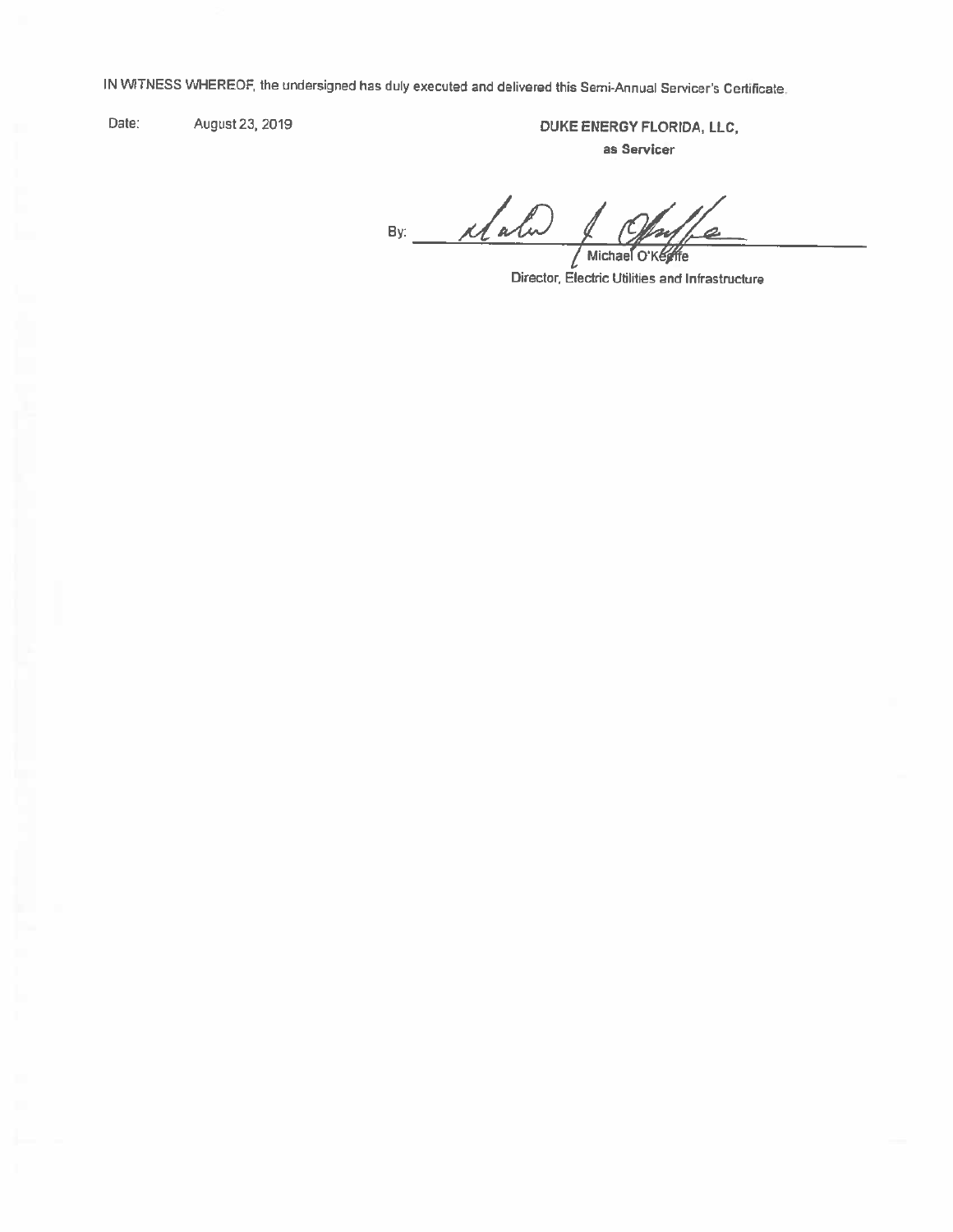IN WITNESS WHEREOF, the undersigned has duly executed and delivered this Semi-Annual Servicer's Certificate.

Date: August 23, 2019

**DUKE ENERGY FLORIDA, LLC,**
**as Servicer**

By: ______________________________
Michael O'Keeffe
Director, Electric Utilities and Infrastructure